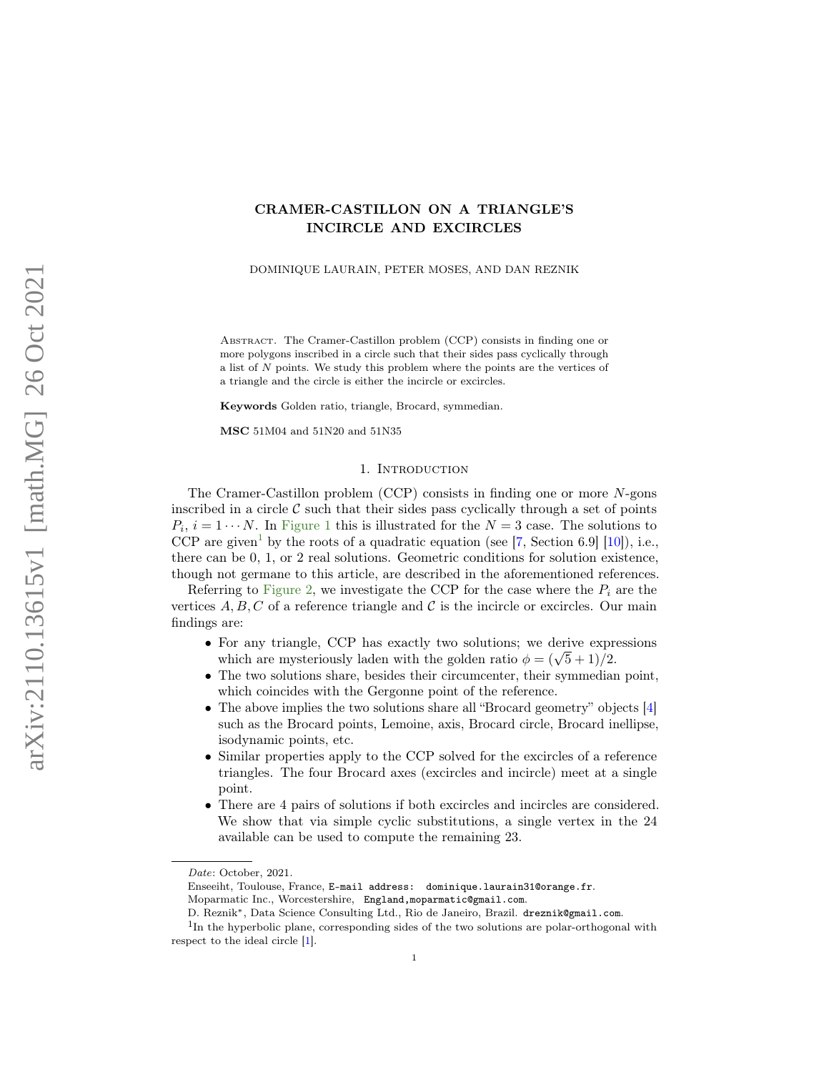# CRAMER-CASTILLON ON A TRIANGLE'S INCIRCLE AND EXCIRCLES

DOMINIQUE LAURAIN, PETER MOSES, AND DAN REZNIK

Abstract. The Cramer-Castillon problem (CCP) consists in finding one or more polygons inscribed in a circle such that their sides pass cyclically through a list of $N$ points. We study this problem where the points are the vertices of a triangle and the circle is either the incircle or excircles.

**Keywords** Golden ratio, triangle, Brocard, symmedian.

**MSC** 51M04 and 51N20 and 51N35

## 1. Introduction

The Cramer-Castillon problem (CCP) consists in finding one or more $N$-gons inscribed in a circle $\mathcal{C}$ such that their sides pass cyclically through a set of points $P_i$, $i = 1 \cdots N$. In Figure 1 this is illustrated for the $N = 3$ case. The solutions to CCP are given[1] by the roots of a quadratic equation (see [7, Section 6.9] [10]), i.e., there can be 0, 1, or 2 real solutions. Geometric conditions for solution existence, though not germane to this article, are described in the aforementioned references.

Referring to Figure 2, we investigate the CCP for the case where the $P_i$ are the vertices $A, B, C$ of a reference triangle and $\mathcal{C}$ is the incircle or excircles. Our main findings are:

- For any triangle, CCP has exactly two solutions; we derive expressions which are mysteriously laden with the golden ratio $\phi = (\sqrt{5} + 1)/2$.
- The two solutions share, besides their circumcenter, their symmedian point, which coincides with the Gergonne point of the reference.
- The above implies the two solutions share all "Brocard geometry" objects [4] such as the Brocard points, Lemoine, axis, Brocard circle, Brocard inellipse, isodynamic points, etc.
- Similar properties apply to the CCP solved for the excircles of a reference triangles. The four Brocard axes (excircles and incircle) meet at a single point.
- There are 4 pairs of solutions if both excircles and incircles are considered. We show that via simple cyclic substitutions, a single vertex in the 24 available can be used to compute the remaining 23.

*Date*: October, 2021.

Enseeiht, Toulouse, France, E-mail address: dominique.laurain31@orange.fr.

Moparmatic Inc., Worcestershire, England,moparmatic@gmail.com.

D. Reznik*, Data Science Consulting Ltd., Rio de Janeiro, Brazil. dreznik@gmail.com.

[1] In the hyperbolic plane, corresponding sides of the two solutions are polar-orthogonal with respect to the ideal circle [1].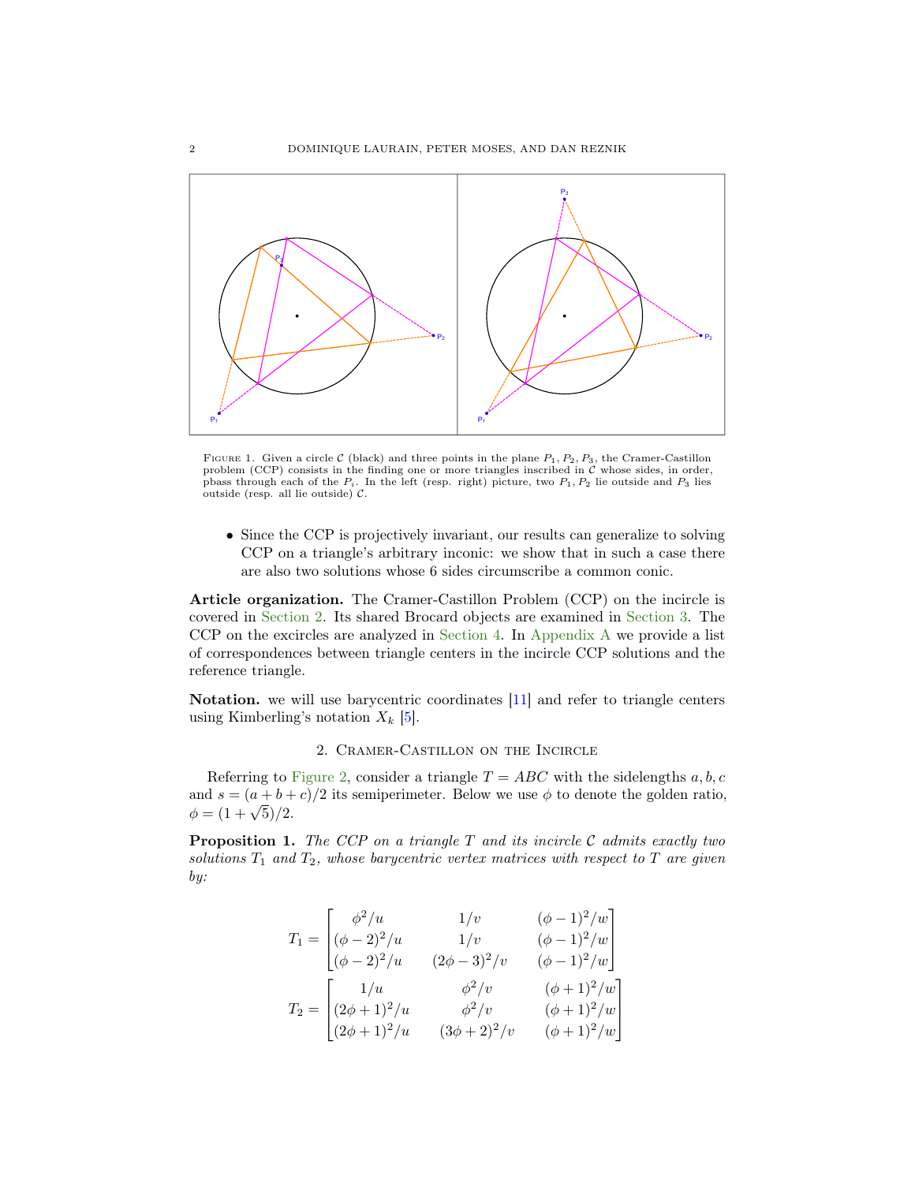FIGURE 1. Given a circle $\mathcal{C}$ (black) and three points in the plane $P_1, P_2, P_3$, the Cramer-Castillon problem (CCP) consists in the finding one or more triangles inscribed in $\mathcal{C}$ whose sides, in order, pbass through each of the $P_i$. In the left (resp. right) picture, two $P_1, P_2$ lie outside and $P_3$ lies outside (resp. all lie outside) $\mathcal{C}$.

- Since the CCP is projectively invariant, our results can generalize to solving CCP on a triangle's arbitrary inconic: we show that in such a case there are also two solutions whose 6 sides circumscribe a common conic.

**Article organization.** The Cramer-Castillon Problem (CCP) on the incircle is covered in Section 2. Its shared Brocard objects are examined in Section 3. The CCP on the excircles are analyzed in Section 4. In Appendix A we provide a list of correspondences between triangle centers in the incircle CCP solutions and the reference triangle.

**Notation.** we will use barycentric coordinates [11] and refer to triangle centers using Kimberling's notation $X_k$ [5].

## 2. Cramer-Castillon on the Incircle

Referring to Figure 2, consider a triangle $T = ABC$ with the sidelengths $a, b, c$ and $s = (a + b + c)/2$ its semiperimeter. Below we use $\phi$ to denote the golden ratio, $\phi = (1 + \sqrt{5})/2$.

**Proposition 1.** *The CCP on a triangle $T$ and its incircle $\mathcal{C}$ admits exactly two solutions $T_1$ and $T_2$, whose barycentric vertex matrices with respect to $T$ are given by:*

$$
T_1 = \begin{bmatrix} \phi^2/u & 1/v & (\phi-1)^2/w \\ (\phi-2)^2/u & 1/v & (\phi-1)^2/w \\ (\phi-2)^2/u & (2\phi-3)^2/v & (\phi-1)^2/w \end{bmatrix}
$$

$$
T_2 = \begin{bmatrix} 1/u & \phi^2/v & (\phi+1)^2/w \\ (2\phi+1)^2/u & \phi^2/v & (\phi+1)^2/w \\ (2\phi+1)^2/u & (3\phi+2)^2/v & (\phi+1)^2/w \end{bmatrix}
$$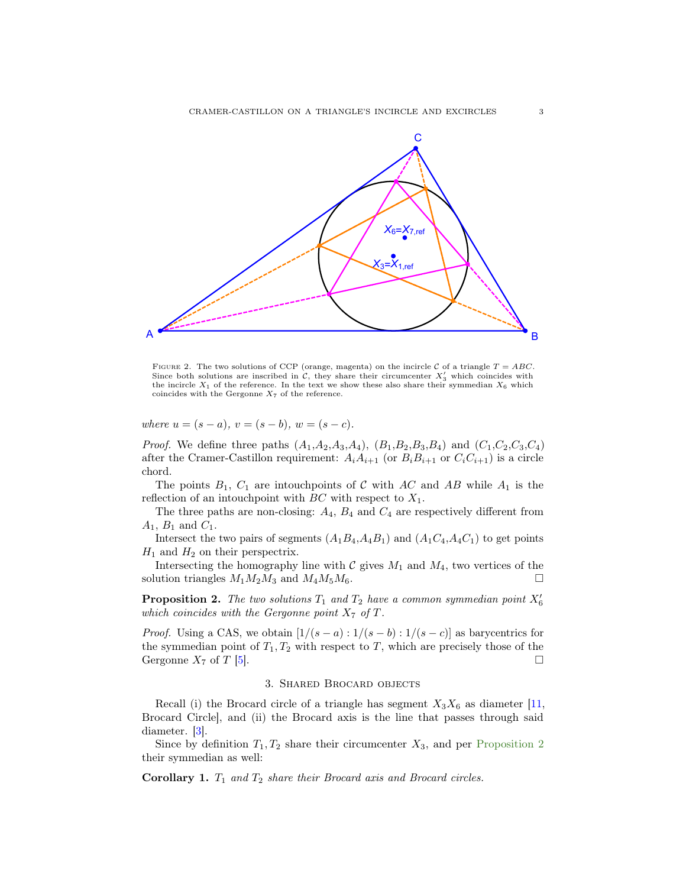Figure 2. The two solutions of CCP (orange, magenta) on the incircle $\mathcal{C}$ of a triangle $T = ABC$. Since both solutions are inscribed in $\mathcal{C}$, they share their circumcenter $X_3'$ which coincides with the incircle $X_1$ of the reference. In the text we show these also share their symmedian $X_6$ which coincides with the Gergonne $X_7$ of the reference.

*where* $u = (s-a)$, $v = (s-b)$, $w = (s-c)$.

*Proof.* We define three paths ($A_1$,$A_2$,$A_3$,$A_4$), ($B_1$,$B_2$,$B_3$,$B_4$) and ($C_1$,$C_2$,$C_3$,$C_4$) after the Cramer-Castillon requirement: $A_iA_{i+1}$ (or $B_iB_{i+1}$ or $C_iC_{i+1}$) is a circle chord.

The points $B_1$, $C_1$ are intouchpoints of $\mathcal{C}$ with $AC$ and $AB$ while $A_1$ is the reflection of an intouchpoint with $BC$ with respect to $X_1$.

The three paths are non-closing: $A_4$, $B_4$ and $C_4$ are respectively different from $A_1$, $B_1$ and $C_1$.

Intersect the two pairs of segments ($A_1B_4$,$A_4B_1$) and ($A_1C_4$,$A_4C_1$) to get points $H_1$ and $H_2$ on their perspectrix.

Intersecting the homography line with $\mathcal{C}$ gives $M_1$ and $M_4$, two vertices of the solution triangles $M_1M_2M_3$ and $M_4M_5M_6$. □

**Proposition 2.** *The two solutions $T_1$ and $T_2$ have a common symmedian point $X_6'$ which coincides with the Gergonne point $X_7$ of $T$.*

*Proof.* Using a CAS, we obtain $[1/(s-a) : 1/(s-b) : 1/(s-c)]$ as barycentrics for the symmedian point of $T_1, T_2$ with respect to $T$, which are precisely those of the Gergonne $X_7$ of $T$ [5]. □

## 3. Shared Brocard objects

Recall (i) the Brocard circle of a triangle has segment $X_3X_6$ as diameter [11, Brocard Circle], and (ii) the Brocard axis is the line that passes through said diameter. [3].

Since by definition $T_1, T_2$ share their circumcenter $X_3$, and per Proposition 2 their symmedian as well:

**Corollary 1.** *$T_1$ and $T_2$ share their Brocard axis and Brocard circles.*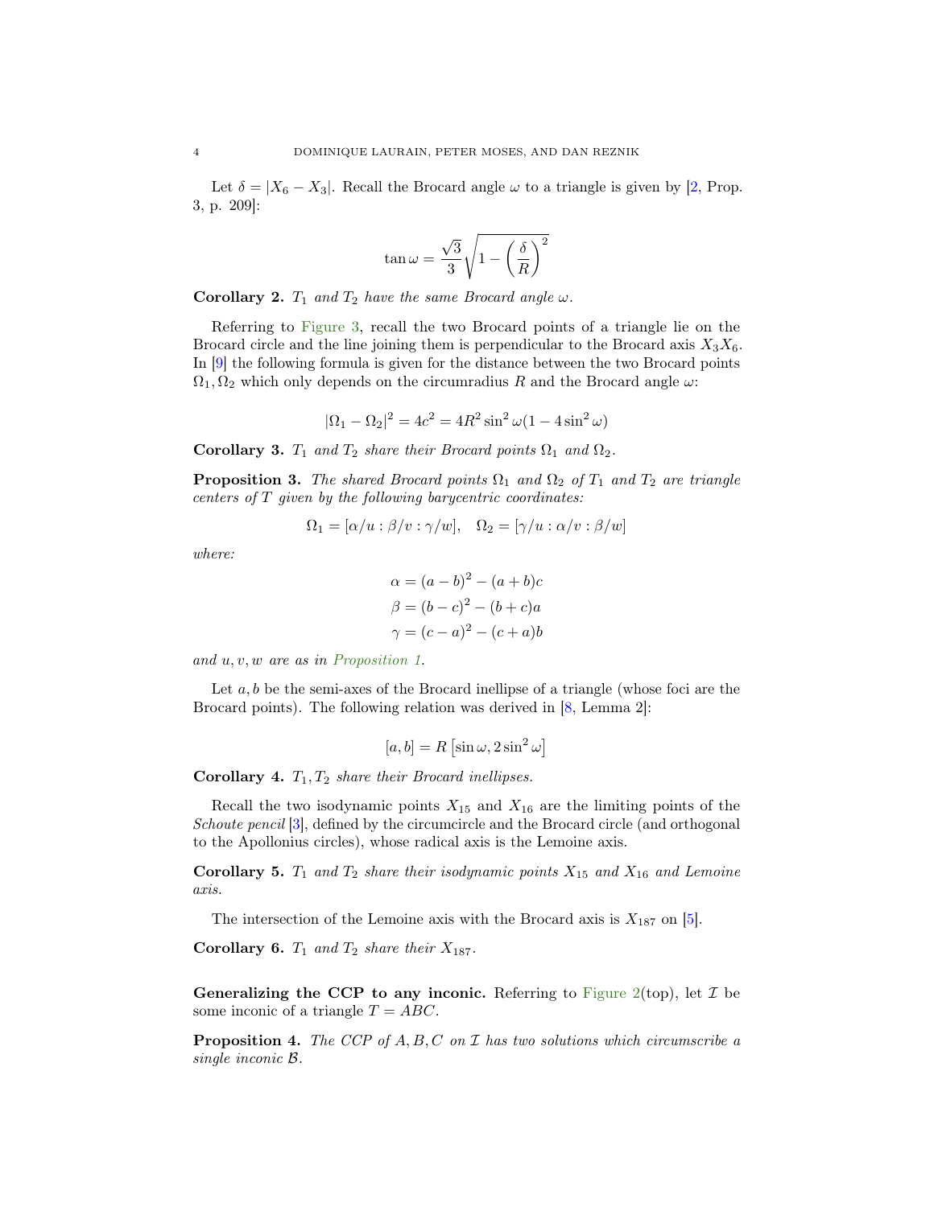Let $\delta = |X_6 - X_3|$. Recall the Brocard angle $\omega$ to a triangle is given by [2, Prop. 3, p. 209]:

$$\tan \omega = \frac{\sqrt{3}}{3} \sqrt{1 - \left(\frac{\delta}{R}\right)^2}$$

**Corollary 2.** *$T_1$ and $T_2$ have the same Brocard angle $\omega$.*

Referring to Figure 3, recall the two Brocard points of a triangle lie on the Brocard circle and the line joining them is perpendicular to the Brocard axis $X_3X_6$. In [9] the following formula is given for the distance between the two Brocard points $\Omega_1, \Omega_2$ which only depends on the circumradius $R$ and the Brocard angle $\omega$:

$$|\Omega_1 - \Omega_2|^2 = 4c^2 = 4R^2 \sin^2 \omega (1 - 4 \sin^2 \omega)$$

**Corollary 3.** *$T_1$ and $T_2$ share their Brocard points $\Omega_1$ and $\Omega_2$.*

**Proposition 3.** *The shared Brocard points $\Omega_1$ and $\Omega_2$ of $T_1$ and $T_2$ are triangle centers of $T$ given by the following barycentric coordinates:*

$$\Omega_1 = [\alpha/u : \beta/v : \gamma/w], \quad \Omega_2 = [\gamma/u : \alpha/v : \beta/w]$$

*where:*

$$\alpha = (a-b)^2 - (a+b)c$$
$$\beta = (b-c)^2 - (b+c)a$$
$$\gamma = (c-a)^2 - (c+a)b$$

*and $u, v, w$ are as in Proposition 1.*

Let $a, b$ be the semi-axes of the Brocard inellipse of a triangle (whose foci are the Brocard points). The following relation was derived in [8, Lemma 2]:

$$[a, b] = R \left[\sin \omega, 2 \sin^2 \omega\right]$$

**Corollary 4.** *$T_1, T_2$ share their Brocard inellipses.*

Recall the two isodynamic points $X_{15}$ and $X_{16}$ are the limiting points of the *Schoute pencil* [3], defined by the circumcircle and the Brocard circle (and orthogonal to the Apollonius circles), whose radical axis is the Lemoine axis.

**Corollary 5.** *$T_1$ and $T_2$ share their isodynamic points $X_{15}$ and $X_{16}$ and Lemoine axis.*

The intersection of the Lemoine axis with the Brocard axis is $X_{187}$ on [5].

**Corollary 6.** *$T_1$ and $T_2$ share their $X_{187}$.*

**Generalizing the CCP to any inconic.** Referring to Figure 2(top), let $\mathcal{I}$ be some inconic of a triangle $T = ABC$.

**Proposition 4.** *The CCP of $A, B, C$ on $\mathcal{I}$ has two solutions which circumscribe a single inconic $\mathcal{B}$.*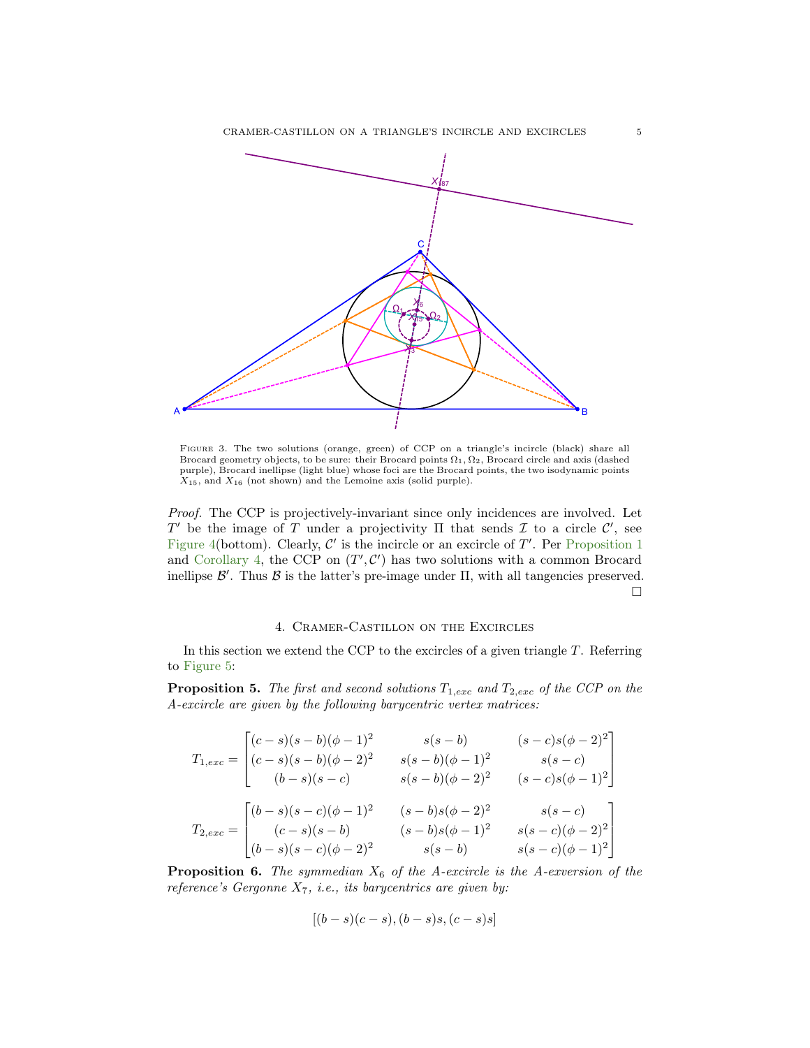FIGURE 3. The two solutions (orange, green) of CCP on a triangle's incircle (black) share all Brocard geometry objects, to be sure: their Brocard points $\Omega_1, \Omega_2$, Brocard circle and axis (dashed purple), Brocard inellipse (light blue) whose foci are the Brocard points, the two isodynamic points $X_{15}$, and $X_{16}$ (not shown) and the Lemoine axis (solid purple).

*Proof.* The CCP is projectively-invariant since only incidences are involved. Let $T'$ be the image of $T$ under a projectivity $\Pi$ that sends $\mathcal{I}$ to a circle $\mathcal{C}'$, see Figure 4(bottom). Clearly, $\mathcal{C}'$ is the incircle or an excircle of $T'$. Per Proposition 1 and Corollary 4, the CCP on $(T', \mathcal{C}')$ has two solutions with a common Brocard inellipse $\mathcal{B}'$. Thus $\mathcal{B}$ is the latter's pre-image under $\Pi$, with all tangencies preserved. □

## 4. Cramer-Castillon on the Excircles

In this section we extend the CCP to the excircles of a given triangle $T$. Referring to Figure 5:

**Proposition 5.** *The first and second solutions $T_{1,exc}$ and $T_{2,exc}$ of the CCP on the A-excircle are given by the following barycentric vertex matrices:*

$$T_{1,exc} = \begin{bmatrix} (c-s)(s-b)(\phi-1)^2 & s(s-b) & (s-c)s(\phi-2)^2 \\ (c-s)(s-b)(\phi-2)^2 & s(s-b)(\phi-1)^2 & s(s-c) \\ (b-s)(s-c) & s(s-b)(\phi-2)^2 & (s-c)s(\phi-1)^2 \end{bmatrix}$$

$$T_{2,exc} = \begin{bmatrix} (b-s)(s-c)(\phi-1)^2 & (s-b)s(\phi-2)^2 & s(s-c) \\ (c-s)(s-b) & (s-b)s(\phi-1)^2 & s(s-c)(\phi-2)^2 \\ (b-s)(s-c)(\phi-2)^2 & s(s-b) & s(s-c)(\phi-1)^2 \end{bmatrix}$$

**Proposition 6.** *The symmedian $X_6$ of the A-excircle is the A-exversion of the reference's Gergonne $X_7$, i.e., its barycentrics are given by:*

$$[(b-s)(c-s), (b-s)s, (c-s)s]$$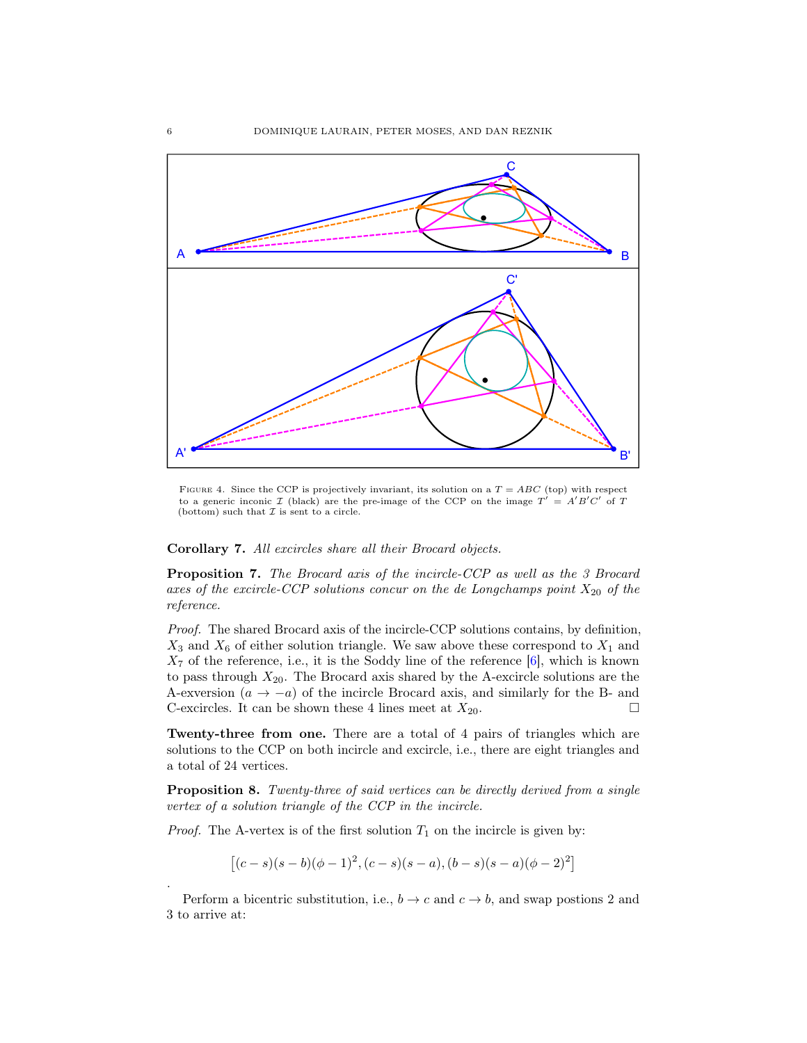FIGURE 4. Since the CCP is projectively invariant, its solution on a $T = ABC$ (top) with respect to a generic inconic $\mathcal{I}$ (black) are the pre-image of the CCP on the image $T' = A'B'C'$ of $T$ (bottom) such that $\mathcal{I}$ is sent to a circle.

**Corollary 7.** *All excircles share all their Brocard objects.*

**Proposition 7.** *The Brocard axis of the incircle-CCP as well as the 3 Brocard axes of the excircle-CCP solutions concur on the de Longchamps point $X_{20}$ of the reference.*

*Proof.* The shared Brocard axis of the incircle-CCP solutions contains, by definition, $X_3$ and $X_6$ of either solution triangle. We saw above these correspond to $X_1$ and $X_7$ of the reference, i.e., it is the Soddy line of the reference [6], which is known to pass through $X_{20}$. The Brocard axis shared by the A-excircle solutions are the A-exversion ($a \to -a$) of the incircle Brocard axis, and similarly for the B- and C-excircles. It can be shown these 4 lines meet at $X_{20}$. □

**Twenty-three from one.** There are a total of 4 pairs of triangles which are solutions to the CCP on both incircle and excircle, i.e., there are eight triangles and a total of 24 vertices.

**Proposition 8.** *Twenty-three of said vertices can be directly derived from a single vertex of a solution triangle of the CCP in the incircle.*

*Proof.* The A-vertex is of the first solution $T_1$ on the incircle is given by:

$$\left[(c-s)(s-b)(\phi-1)^2, (c-s)(s-a), (b-s)(s-a)(\phi-2)^2\right]$$

.

Perform a bicentric substitution, i.e., $b \to c$ and $c \to b$, and swap postions 2 and 3 to arrive at: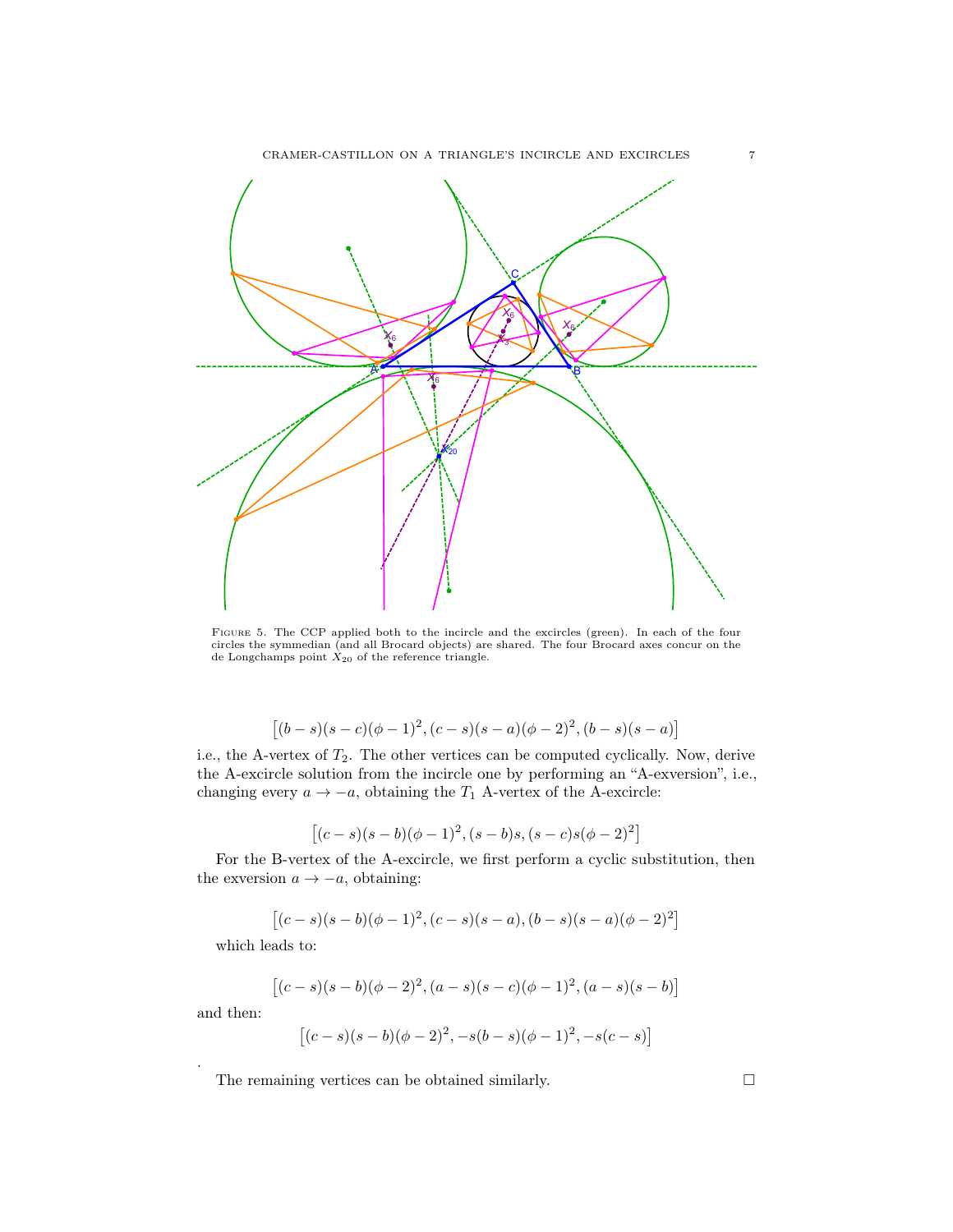Figure 5. The CCP applied both to the incircle and the excircles (green). In each of the four circles the symmedian (and all Brocard objects) are shared. The four Brocard axes concur on the de Longchamps point $X_{20}$ of the reference triangle.

$$\left[(b-s)(s-c)(\phi-1)^2, (c-s)(s-a)(\phi-2)^2, (b-s)(s-a)\right]$$

i.e., the A-vertex of $T_2$. The other vertices can be computed cyclically. Now, derive the A-excircle solution from the incircle one by performing an "A-exversion", i.e., changing every $a \to -a$, obtaining the $T_1$ A-vertex of the A-excircle:

$$\left[(c-s)(s-b)(\phi-1)^2, (s-b)s, (s-c)s(\phi-2)^2\right]$$

For the B-vertex of the A-excircle, we first perform a cyclic substitution, then the exversion $a \to -a$, obtaining:

$$\left[(c-s)(s-b)(\phi-1)^2, (c-s)(s-a), (b-s)(s-a)(\phi-2)^2\right]$$

which leads to:

$$\left[(c-s)(s-b)(\phi-2)^2, (a-s)(s-c)(\phi-1)^2, (a-s)(s-b)\right]$$

and then:

$$\left[(c-s)(s-b)(\phi-2)^2, -s(b-s)(\phi-1)^2, -s(c-s)\right]$$

.

The remaining vertices can be obtained similarly. □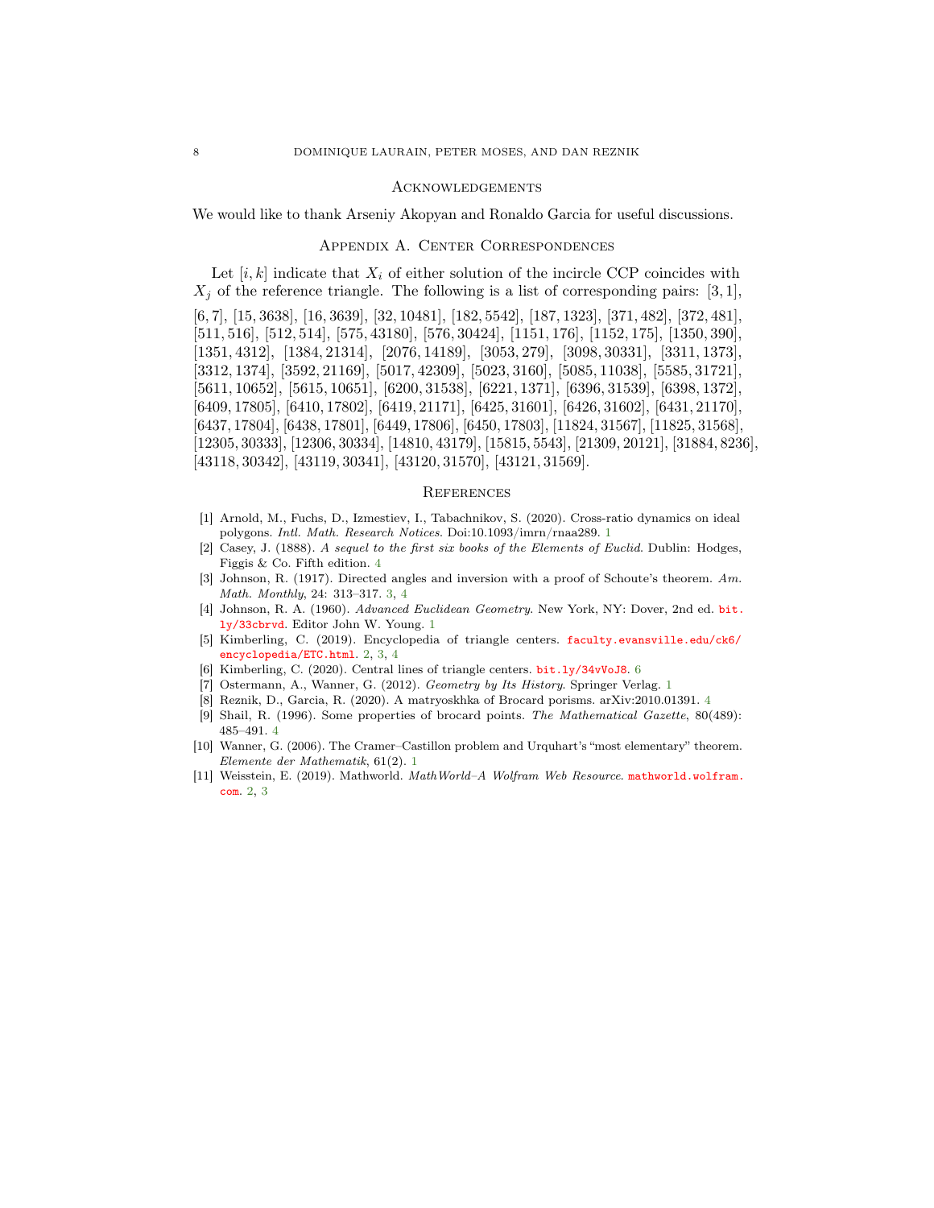## Acknowledgements

We would like to thank Arseniy Akopyan and Ronaldo Garcia for useful discussions.

## Appendix A. Center Correspondences

Let $[i, k]$ indicate that $X_i$ of either solution of the incircle CCP coincides with $X_j$ of the reference triangle. The following is a list of corresponding pairs: $[3, 1]$, $[6, 7]$, $[15, 3638]$, $[16, 3639]$, $[32, 10481]$, $[182, 5542]$, $[187, 1323]$, $[371, 482]$, $[372, 481]$, $[511, 516]$, $[512, 514]$, $[575, 43180]$, $[576, 30424]$, $[1151, 176]$, $[1152, 175]$, $[1350, 390]$, $[1351, 4312]$, $[1384, 21314]$, $[2076, 14189]$, $[3053, 279]$, $[3098, 30331]$, $[3311, 1373]$, $[3312, 1374]$, $[3592, 21169]$, $[5017, 42309]$, $[5023, 3160]$, $[5085, 11038]$, $[5585, 31721]$, $[5611, 10652]$, $[5615, 10651]$, $[6200, 31538]$, $[6221, 1371]$, $[6396, 31539]$, $[6398, 1372]$, $[6409, 17805]$, $[6410, 17802]$, $[6419, 21171]$, $[6425, 31601]$, $[6426, 31602]$, $[6431, 21170]$, $[6437, 17804]$, $[6438, 17801]$, $[6449, 17806]$, $[6450, 17803]$, $[11824, 31567]$, $[11825, 31568]$, $[12305, 30333]$, $[12306, 30334]$, $[14810, 43179]$, $[15815, 5543]$, $[21309, 20121]$, $[31884, 8236]$, $[43118, 30342]$, $[43119, 30341]$, $[43120, 31570]$, $[43121, 31569]$.

## References

[1] Arnold, M., Fuchs, D., Izmestiev, I., Tabachnikov, S. (2020). Cross-ratio dynamics on ideal polygons. *Intl. Math. Research Notices*. Doi:10.1093/imrn/rnaa289. 1

[2] Casey, J. (1888). *A sequel to the first six books of the Elements of Euclid*. Dublin: Hodges, Figgis & Co. Fifth edition. 4

[3] Johnson, R. (1917). Directed angles and inversion with a proof of Schoute's theorem. *Am. Math. Monthly*, 24: 313–317. 3, 4

[4] Johnson, R. A. (1960). *Advanced Euclidean Geometry*. New York, NY: Dover, 2nd ed. bit.ly/33cbrvd. Editor John W. Young. 1

[5] Kimberling, C. (2019). Encyclopedia of triangle centers. faculty.evansville.edu/ck6/encyclopedia/ETC.html. 2, 3, 4

[6] Kimberling, C. (2020). Central lines of triangle centers. bit.ly/34vVoJ8. 6

[7] Ostermann, A., Wanner, G. (2012). *Geometry by Its History*. Springer Verlag. 1

[8] Reznik, D., Garcia, R. (2020). A matryoskhka of Brocard porisms. arXiv:2010.01391. 4

[9] Shail, R. (1996). Some properties of brocard points. *The Mathematical Gazette*, 80(489): 485–491. 4

[10] Wanner, G. (2006). The Cramer–Castillon problem and Urquhart's "most elementary" theorem. *Elemente der Mathematik*, 61(2). 1

[11] Weisstein, E. (2019). Mathworld. *MathWorld–A Wolfram Web Resource*. mathworld.wolfram.com. 2, 3